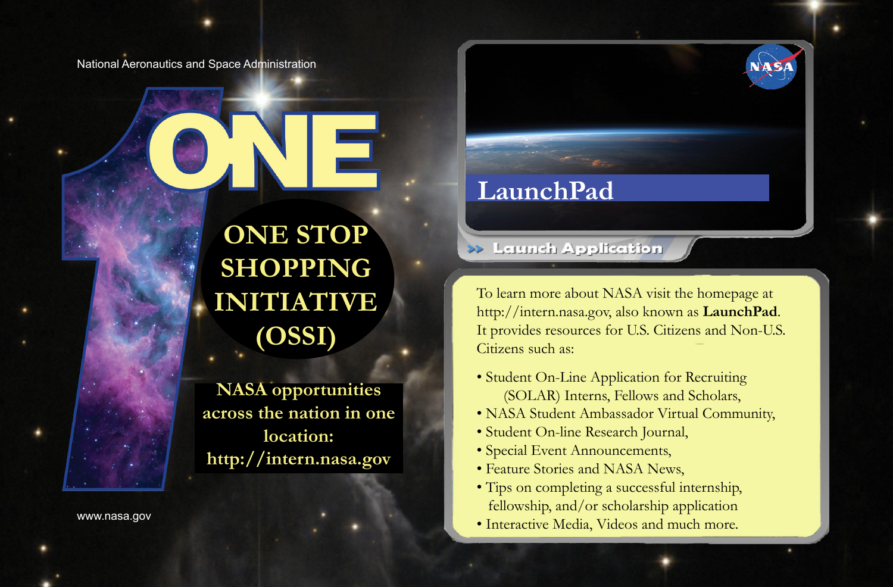National Aeronautics and Space Administration

# ONE

## ONE STOP SHOPPING INITIATIVE (OSSI)

**NASA opportunities across the nation in one location: http://intern.nasa.gov**

## LaunchPad

» Launch Application

To learn more about NASA visit the homepage at http://intern.nasa.gov, also known as **LaunchPad**. It provides resources for U.S. Citizens and Non-U.S. Citizens such as:

- Student On-Line Application for Recruiting (SOLAR) Interns, Fellows and Scholars,
- NASA Student Ambassador Virtual Community,
- Student On-line Research Journal,
- Special Event Announcements,
- Feature Stories and NASA News,
- Tips on completing a successful internship, fellowship, and/or scholarship application
- Interactive Media, Videos and much more.

www.nasa.gov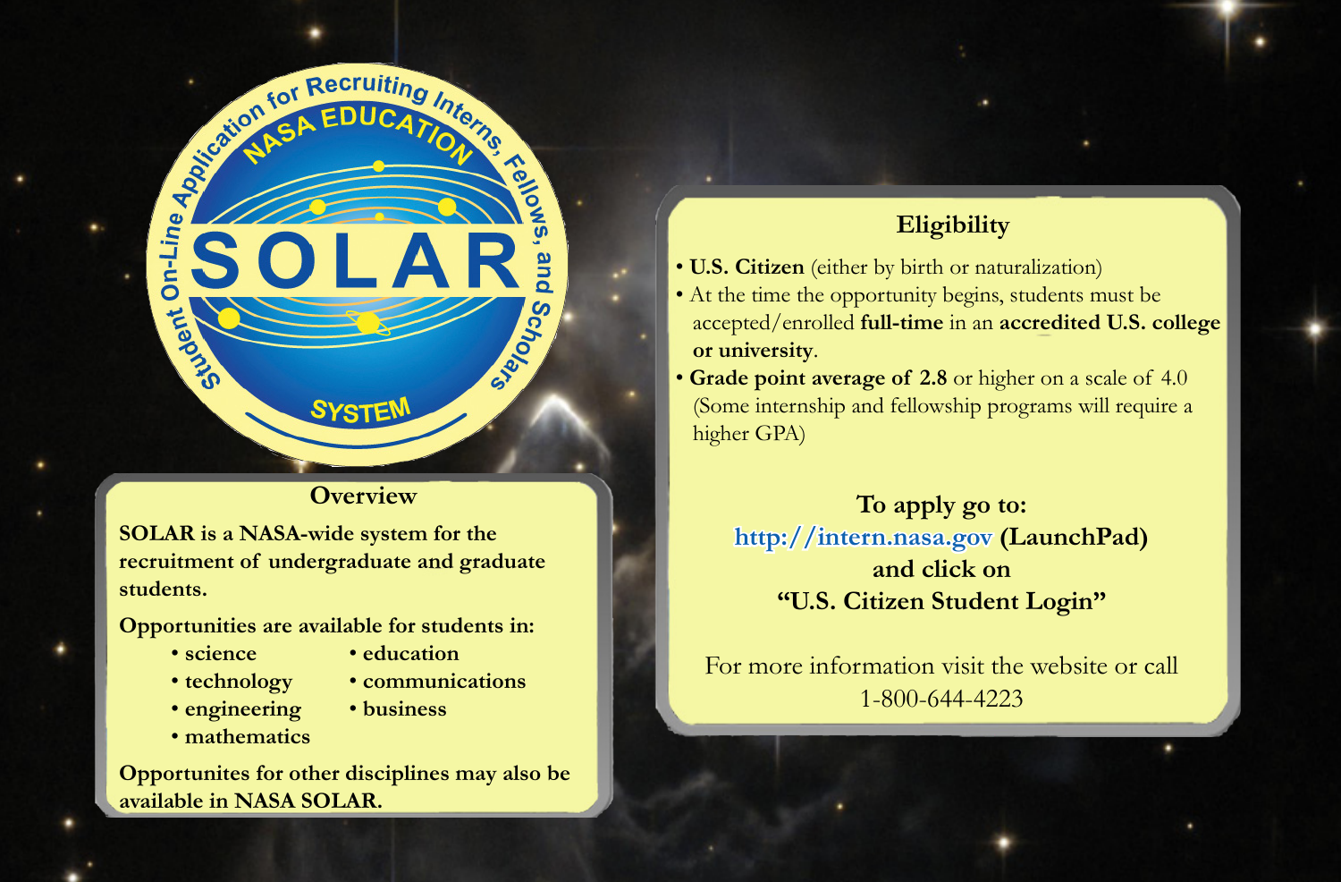Student On-Line Application for Recruiting Interns, Fellows, and Scholars

NASA EDUCATION

# SOLAR

SYSTEM

## Overview

**SOLAR is a NASA-wide system for the recruitment of undergraduate and graduate students.**

**Opportunities are available for students in:**

- **science**
- **technology**
- **engineering**
- **mathematics**
- **education**
- **communications**
- **business**

**Opportunites for other disciplines may also be available in NASA SOLAR.**

## Eligibility

- **U.S. Citizen** (either by birth or naturalization)
- At the time the opportunity begins, students must be accepted/enrolled **full-time** in an **accredited U.S. college or university**.
- **Grade point average of 2.8** or higher on a scale of 4.0 (Some internship and fellowship programs will require a higher GPA)

**To apply go to:**
**http://intern.nasa.gov (LaunchPad)**
**and click on**
**"U.S. Citizen Student Login"**

For more information visit the website or call 1-800-644-4223